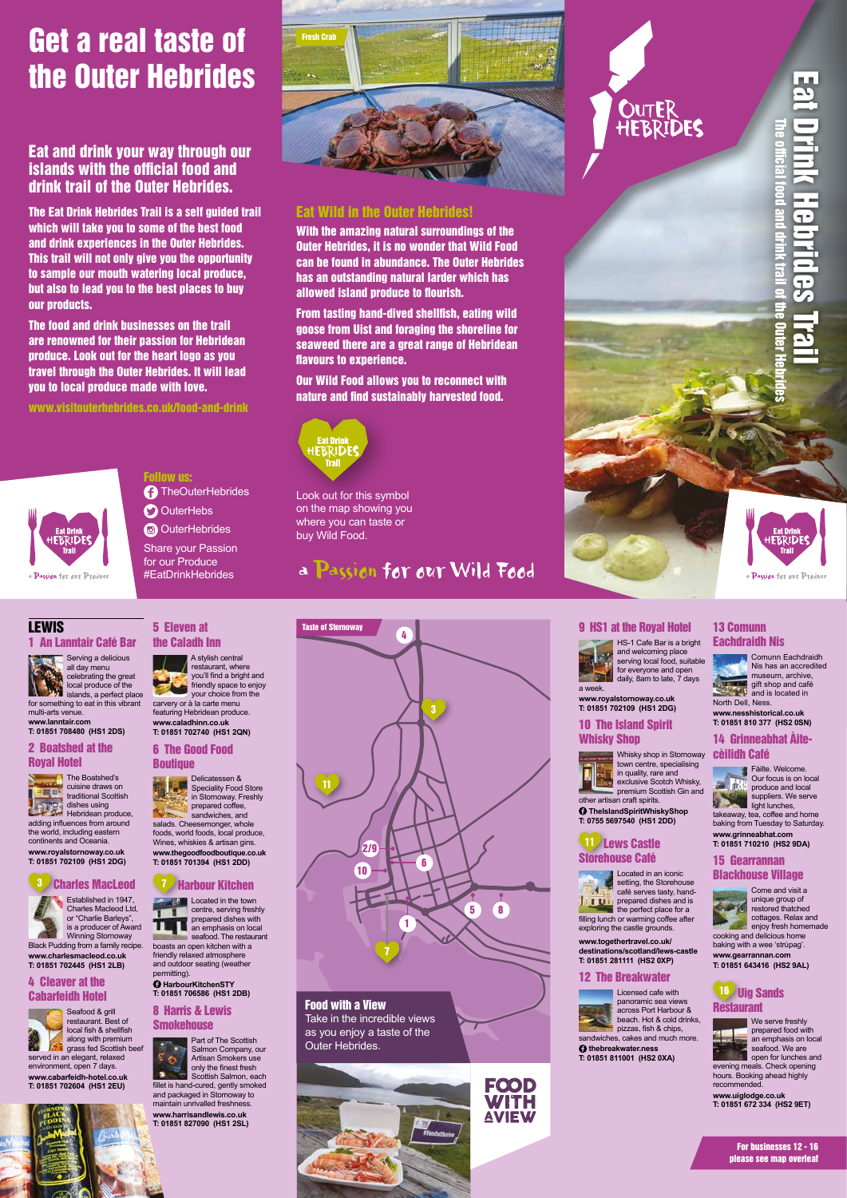# Get a real taste of the Outer Hebrides

## Eat and drink your way through our islands with the official food and drink trail of the Outer Hebrides.

**The Eat Drink Hebrides Trail is a self guided trail which will take you to some of the best food and drink experiences in the Outer Hebrides. This trail will not only give you the opportunity to sample our mouth watering local produce, but also to lead you to the best places to buy our products.**

**The food and drink businesses on the trail are renowned for their passion for Hebridean produce. Look out for the heart logo as you travel through the Outer Hebrides. It will lead you to local produce made with love.**

**www.visitouterhebrides.co.uk/food-and-drink**

Eat Drink HEBRIDES Trail

a Passion for our Produce

**Follow us:**

TheOuterHebrides

OuterHebs

OuterHebrides

Share your Passion for our Produce #EatDrinkHebrides

Fresh Crab

## Eat Wild in the Outer Hebrides!

**With the amazing natural surroundings of the Outer Hebrides, it is no wonder that Wild Food can be found in abundance. The Outer Hebrides has an outstanding natural larder which has allowed island produce to flourish.**

**From tasting hand-dived shellfish, eating wild goose from Uist and foraging the shoreline for seaweed there are a great range of Hebridean flavours to experience.**

**Our Wild Food allows you to reconnect with nature and find sustainably harvested food.**

Eat Drink HEBRIDES Trail

Look out for this symbol on the map showing you where you can taste or buy Wild Food.

a Passion for our Wild Food

OUTER HEBRIDES

# Eat Drink Hebrides Trail

The official food and drink trail of the Outer Hebrides

Eat Drink HEBRIDES Trail

a Passion for our Produce

## LEWIS

### 1 An Lanntair Café Bar

Serving a delicious all day menu celebrating the great local produce of the islands, a perfect place for something to eat in this vibrant multi-arts venue.

www.lanntair.com
T: 01851 708480 (HS1 2DS)

### 2 Boatshed at the Royal Hotel

The Boatshed's cuisine draws on traditional Scottish dishes using Hebridean produce, adding influences from around the world, including eastern continents and Oceania.

www.royalstornoway.co.uk
T: 01851 702109 (HS1 2DG)

### 3 Charles MacLeod

Established in 1947, Charles Macleod Ltd, or "Charlie Barleys", is a producer of Award Winning Stornoway Black Pudding from a family recipe.

www.charlesmacleod.co.uk
T: 01851 702445 (HS1 2LB)

### 4 Cleaver at the Cabarfeidh Hotel

Seafood & grill restaurant. Best of local fish & shellfish along with premium grass fed Scottish beef served in an elegant, relaxed environment, open 7 days.

www.cabarfeidh-hotel.co.uk
T: 01851 702604 (HS1 2EU)

### 5 Eleven at the Caladh Inn

A stylish central restaurant, where you'll find a bright and friendly space to enjoy your choice from the carvery or à la carte menu featuring Hebridean produce.

www.caladhinn.co.uk
T: 01851 702740 (HS1 2QN)

### 6 The Good Food Boutique

Delicatessen & Speciality Food Store in Stornoway. Freshly prepared coffee, sandwiches, and salads. Cheesemonger, whole foods, world foods, local produce, Wines, whiskies & artisan gins.

www.thegoodfoodboutique.co.uk
T: 01851 701394 (HS1 2DD)

### 7 Harbour Kitchen

Located in the town centre, serving freshly prepared dishes with an emphasis on local seafood. The restaurant boasts an open kitchen with a friendly relaxed atmosphere and outdoor seating (weather permitting).

HarbourKitchenSTY
T: 01851 706586 (HS1 2DB)

### 8 Harris & Lewis Smokehouse

Part of The Scottish Salmon Company, our Artisan Smokers use only the finest fresh Scottish Salmon, each fillet is hand-cured, gently smoked and packaged in Stornoway to maintain unrivalled freshness.

www.harrisandlewis.co.uk
T: 01851 827090 (HS1 2SL)

Taste of Stornoway

## Food with a View

Take in the incredible views as you enjoy a taste of the Outer Hebrides.

FOOD WITH A VIEW

### 9 HS1 at the Royal Hotel

HS-1 Cafe Bar is a bright and welcoming place serving local food, suitable for everyone and open daily, 8am to late, 7 days a week.

www.royalstornoway.co.uk
T: 01851 702109 (HS1 2DG)

### 10 The Island Spirit Whisky Shop

Whisky shop in Stornoway town centre, specialising in quality, rare and exclusive Scotch Whisky, premium Scottish Gin and other artisan craft spirits.

TheIslandSpiritWhiskyShop
T: 0755 5697540 (HS1 2DD)

### 11 Lews Castle Storehouse Café

Located in an iconic setting, the Storehouse café serves tasty, hand-prepared dishes and is the perfect place for a filling lunch or warming coffee after exploring the castle grounds.

www.togethertravel.co.uk/destinations/scotland/lews-castle
T: 01851 281111 (HS2 0XP)

### 12 The Breakwater

Licensed cafe with panoramic sea views across Port Harbour & beach. Hot & cold drinks, pizzas, fish & chips, sandwiches, cakes and much more.

thebreakwater.ness
T: 01851 811001 (HS2 0XA)

### 13 Comunn Eachdraidh Nis

Comunn Eachdraidh Nis has an accredited museum, archive, gift shop and café and is located in North Dell, Ness.

www.nesshistorical.co.uk
T: 01851 810 377 (HS2 0SN)

### 14 Grinneabhat Àite-cèilidh Café

Fàilte. Welcome. Our focus is on local produce and local suppliers. We serve light lunches, takeaway, tea, coffee and home baking from Tuesday to Saturday.

www.grinneabhat.com
T: 01851 710210 (HS2 9DA)

### 15 Gearrannan Blackhouse Village

Come and visit a unique group of restored thatched cottages. Relax and enjoy fresh homemade cooking and delicious home baking with a wee 'strùpag'.

www.gearrannan.com
T: 01851 643416 (HS2 9AL)

### 16 Uig Sands Restaurant

We serve freshly prepared food with an emphasis on local seafood. We are open for lunches and evening meals. Check opening hours. Booking ahead highly recommended.

www.uiglodge.co.uk
T: 01851 672 334 (HS2 9ET)

**For businesses 12 - 16 please see map overleaf**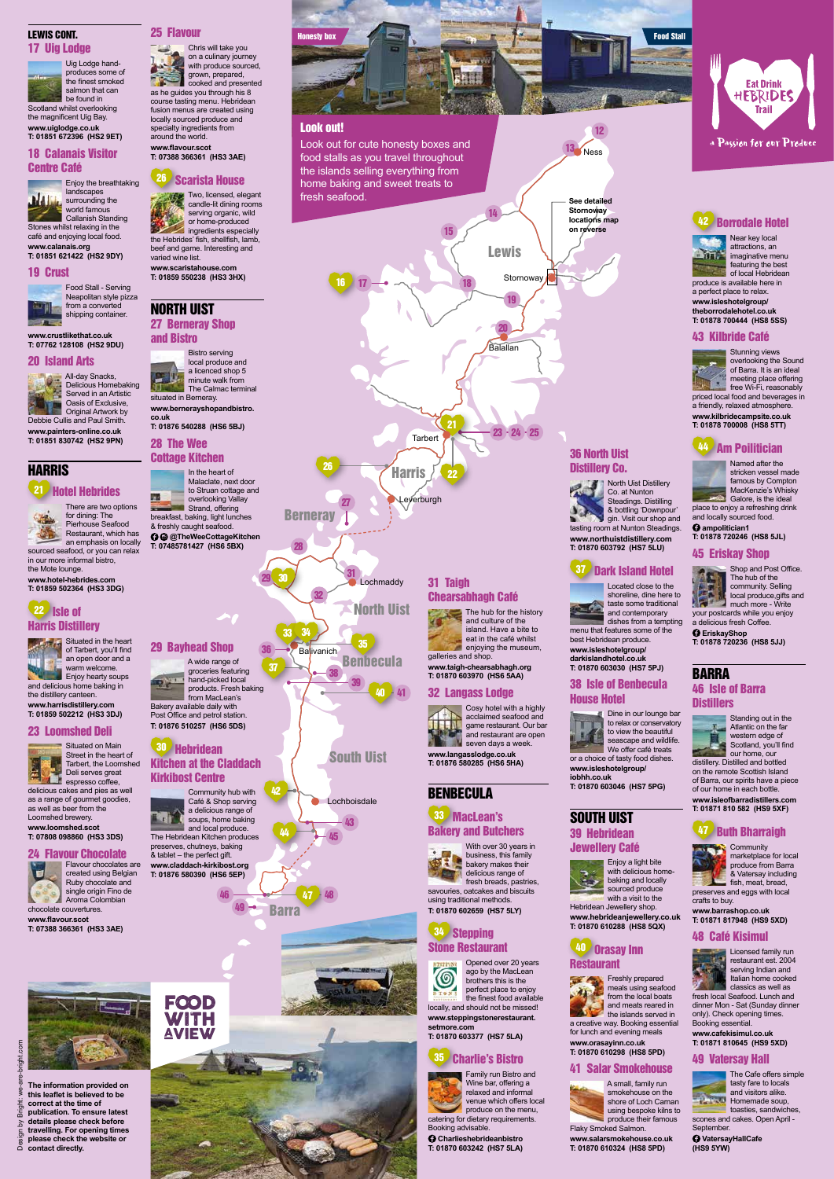## LEWIS CONT.

### 17 Uig Lodge

Uig Lodge hand-produces some of the finest smoked salmon that can be found in Scotland whilst overlooking the magnificent Uig Bay.
www.uiglodge.co.uk
T: 01851 672396 (HS2 9ET)

### 18 Calanais Visitor Centre Café

Enjoy the breathtaking landscapes surrounding the world famous Callanish Standing Stones whilst relaxing in the café and enjoying local food.
www.calanais.org
T: 01851 621422 (HS2 9DY)

### 19 Crust

Food Stall - Serving Neapolitan style pizza from a converted shipping container.
www.crustlikethat.co.uk
T: 07762 128108 (HS2 9DU)

### 20 Island Arts

All-day Snacks, Delicious Homebaking Served in an Artistic Oasis of Exclusive, Original Artwork by Debbie Cullis and Paul Smith.
www.painters-online.co.uk
T: 01851 830742 (HS2 9PN)

## HARRIS

### 21 Hotel Hebrides

There are two options for dining: The Pierhouse Seafood Restaurant, which has an emphasis on locally sourced seafood, or you can relax in our more informal bistro, the Mote lounge.
www.hotel-hebrides.com
T: 01859 502364 (HS3 3DG)

### 22 Isle of Harris Distillery

Situated in the heart of Tarbert, you'll find an open door and a warm welcome. Enjoy hearty soups and delicious home baking in the distillery canteen.
www.harrisdistillery.com
T: 01859 502212 (HS3 3DJ)

### 23 Loomshed Deli

Situated on Main Street in the heart of Tarbert, the Loomshed Deli serves great espresso coffee, delicious cakes and pies as well as a range of gourmet goodies, as well as beer from the Loomshed brewery.
www.loomshed.scot
T: 07808 098860 (HS3 3DS)

### 24 Flavour Chocolate

Flavour chocolates are created using Belgian Ruby chocolate and single origin Fino de Aroma Colombian chocolate couvertures.
www.flavour.scot
T: 07388 366361 (HS3 3AE)

### 25 Flavour

Chris will take you on a culinary journey with produce sourced, grown, prepared, cooked and presented as he guides you through his 8 course tasting menu. Hebridean fusion menus are created using locally sourced produce and specialty ingredients from around the world.
www.flavour.scot
T: 07388 366361 (HS3 3AE)

### 26 Scarista House

Two, licensed, elegant candle-lit dining rooms serving organic, wild or home-produced ingredients especially the Hebrides' fish, shellfish, lamb, beef and game. Interesting and varied wine list.
www.scaristahouse.com
T: 01859 550238 (HS3 3HX)

## NORTH UIST

### 27 Berneray Shop and Bistro

Bistro serving local produce and a licenced shop 5 minute walk from The Calmac terminal situated in Berneray.
www.bernerayshopandbistro.co.uk
T: 01876 540288 (HS6 5BJ)

### 28 The Wee Cottage Kitchen

In the heart of Malaclate, next door to Struan cottage and overlooking Valley Strand, offering breakfast, baking, light lunches & freshly caught seafood.
@TheWeeCottageKitchen
T: 07485781427 (HS6 5BX)

### 29 Bayhead Shop

A wide range of groceries featuring hand-picked local products. Fresh baking from MacLean's Bakery available daily with Post Office and petrol station.
T: 01876 510257 (HS6 5DS)

### 30 Hebridean Kitchen at the Claddach Kirkibost Centre

Community hub with Café & Shop serving a delicious range of soups, home baking and local produce. The Hebridean Kitchen produces preserves, chutneys, baking & tablet – the perfect gift.
www.claddach-kirkibost.org
T: 01876 580390 (HS6 5EP)

**Honesty box** **Food Stall**

## Look out!

Look out for cute honesty boxes and food stalls as you travel throughout the islands selling everything from home baking and sweet treats to fresh seafood.

See detailed Stornoway locations map on reverse

Lewis · Stornoway · Ness · Balallan · Tarbert · Harris · Leverburgh · Berneray · Lochmaddy · North Uist · Balivanich · Benbecula · South Uist · Lochboisdale · Barra

### 31 Taigh Chearsabhagh Café

The hub for the history and culture of the island. Have a bite to eat in the café whilst enjoying the museum, galleries and shop.
www.taigh-chearsabhagh.org
T: 01870 603970 (HS6 5AA)

### 32 Langass Lodge

Cosy hotel with a highly acclaimed seafood and game restaurant. Our bar and restaurant are open seven days a week.
www.langasslodge.co.uk
T: 01876 580285 (HS6 5HA)

## BENBECULA

### 33 MacLean's Bakery and Butchers

With over 30 years in business, this family bakery makes their delicious range of fresh breads, pastries, savouries, oatcakes and biscuits using traditional methods.
T: 01870 602659 (HS7 5LY)

### 34 Stepping Stone Restaurant

Opened over 20 years ago by the MacLean brothers this is the perfect place to enjoy the finest food available locally, and should not be missed!
www.steppingstonerestaurant.setmore.com
T: 01870 603377 (HS7 5LA)

### 35 Charlie's Bistro

Family run Bistro and Wine bar, offering a relaxed and informal venue which offers local produce on the menu, catering for dietary requirements. Booking advisable.
Charlieshebrideanbistro
T: 01870 603242 (HS7 5LA)

### 36 North Uist Distillery Co.

North Uist Distillery Co. at Nunton Steadings. Distilling & bottling 'Downpour' gin. Visit our shop and tasting room at Nunton Steadings.
www.northuistdistillery.com
T: 01870 603792 (HS7 5LU)

### 37 Dark Island Hotel

Located close to the shoreline, dine here to taste some traditional and contemporary dishes from a tempting menu that features some of the best Hebridean produce.
www.isleshotelgroup/darkislandhotel.co.uk
T: 01870 603030 (HS7 5PJ)

### 38 Isle of Benbecula House Hotel

Dine in our lounge bar to relax or conservatory to view the beautiful seascape and wildlife. We offer café treats or a choice of tasty food dishes.
www.isleshotelgroup/iobhh.co.uk
T: 01870 603046 (HS7 5PG)

## SOUTH UIST

### 39 Hebridean Jewellery Café

Enjoy a light bite with delicious home-baking and locally sourced produce with a visit to the Hebridean Jewellery shop.
www.hebrideanjewellery.co.uk
T: 01870 610288 (HS8 5QX)

### 40 Orasay Inn Restaurant

Freshly prepared meals using seafood from the local boats and meats reared in the islands served in a creative way. Booking essential for lunch and evening meals
www.orasayinn.co.uk
T: 01870 610298 (HS8 5PD)

### 41 Salar Smokehouse

A small, family run smokehouse on the shore of Loch Carnan using bespoke kilns to produce their famous Flaky Smoked Salmon.
www.salarsmokehouse.co.uk
T: 01870 610324 (HS8 5PD)

**Eat Drink HEBRIDES Trail**
*a Passion for our Produce*

### 42 Borrodale Hotel

Near key local attractions, an imaginative menu featuring the best of local Hebridean produce is available here in a perfect place to relax.
www.isleshotelgroup/theborrodalehotel.co.uk
T: 01878 700444 (HS8 5SS)

### 43 Kilbride Café

Stunning views overlooking the Sound of Barra. It is an ideal meeting place offering free Wi-Fi, reasonably priced local food and beverages in a friendly, relaxed atmosphere.
www.kilbridecampsite.co.uk
T: 01878 700008 (HS8 5TT)

### 44 Am Politician

Named after the stricken vessel made famous by Compton MacKenzie's Whisky Galore, is the ideal place to enjoy a refreshing drink and locally sourced food.
ampolitician1
T: 01878 720246 (HS8 5JL)

### 45 Eriskay Shop

Shop and Post Office. The hub of the community. Selling local produce,gifts and much more - Write your postcards while you enjoy a delicious fresh Coffee.
EriskayShop
T: 01878 720236 (HS8 5JJ)

## BARRA

### 46 Isle of Barra Distillers

Standing out in the Atlantic on the far western edge of Scotland, you'll find our home, our distillery. Distilled and bottled on the remote Scottish Island of Barra, our spirits have a piece of our home in each bottle.
www.isleofbarradistillers.com
T: 01871 810 582 (HS9 5XF)

### 47 Buth Bharraigh

Community marketplace for local produce from Barra & Vatersay including fish, meat, bread, preserves and eggs with local crafts to buy.
www.barrashop.co.uk
T: 01871 817948 (HS9 5XD)

### 48 Café Kisimul

Licensed family run restaurant est. 2004 serving Indian and Italian home cooked classics as well as fresh local Seafood. Lunch and dinner Mon - Sat (Sunday dinner only). Check opening times. Booking essential.
www.cafekisimul.co.uk
T: 01871 810645 (HS9 5XD)

### 49 Vatersay Hall

The Cafe offers simple tasty fare to locals and visitors alike. Homemade soup, toasties, sandwiches, scones and cakes. Open April - September.
VatersayHallCafe
(HS9 5YW)

**FOOD WITH A VIEW**

**The information provided on this leaflet is believed to be correct at the time of publication. To ensure latest details please check before travelling. For opening times please check the website or contact directly.**

Design by Bright : we-are-bright.com